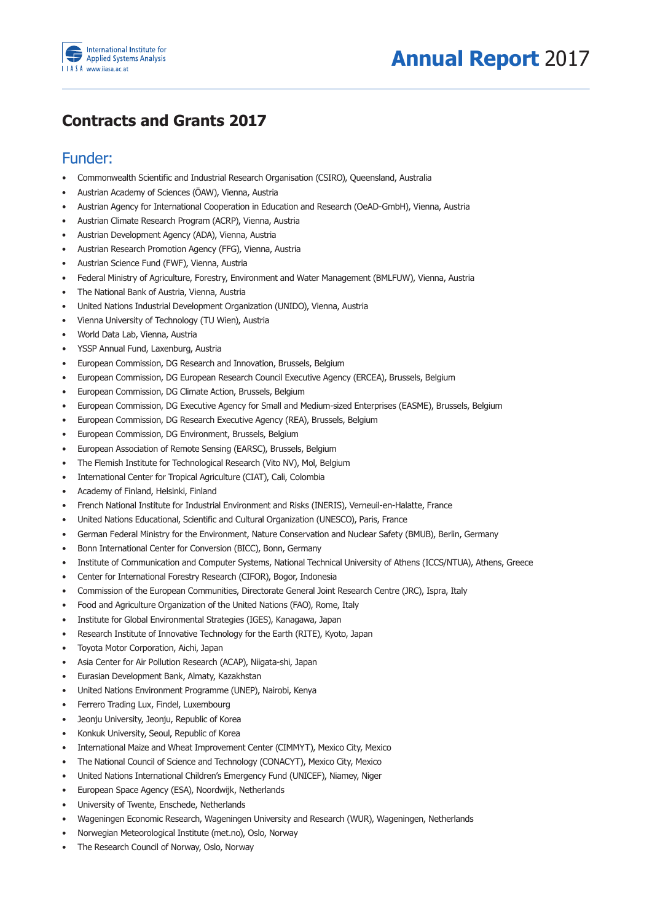# Contracts and Grants 2017

## Funder:

- Commonwealth Scientific and Industrial Research Organisation (CSIRO), Queensland, Australia
- Austrian Academy of Sciences (ÖAW), Vienna, Austria
- Austrian Agency for International Cooperation in Education and Research (OeAD-GmbH), Vienna, Austria
- Austrian Climate Research Program (ACRP), Vienna, Austria
- Austrian Development Agency (ADA), Vienna, Austria
- Austrian Research Promotion Agency (FFG), Vienna, Austria
- Austrian Science Fund (FWF), Vienna, Austria
- Federal Ministry of Agriculture, Forestry, Environment and Water Management (BMLFUW), Vienna, Austria
- The National Bank of Austria, Vienna, Austria
- United Nations Industrial Development Organization (UNIDO), Vienna, Austria
- Vienna University of Technology (TU Wien), Austria
- World Data Lab, Vienna, Austria
- YSSP Annual Fund, Laxenburg, Austria
- European Commission, DG Research and Innovation, Brussels, Belgium
- European Commission, DG European Research Council Executive Agency (ERCEA), Brussels, Belgium
- European Commission, DG Climate Action, Brussels, Belgium
- European Commission, DG Executive Agency for Small and Medium-sized Enterprises (EASME), Brussels, Belgium
- European Commission, DG Research Executive Agency (REA), Brussels, Belgium
- European Commission, DG Environment, Brussels, Belgium
- European Association of Remote Sensing (EARSC), Brussels, Belgium
- The Flemish Institute for Technological Research (Vito NV), Mol, Belgium
- International Center for Tropical Agriculture (CIAT), Cali, Colombia
- Academy of Finland, Helsinki, Finland
- French National Institute for Industrial Environment and Risks (INERIS), Verneuil-en-Halatte, France
- United Nations Educational, Scientific and Cultural Organization (UNESCO), Paris, France
- German Federal Ministry for the Environment, Nature Conservation and Nuclear Safety (BMUB), Berlin, Germany
- Bonn International Center for Conversion (BICC), Bonn, Germany
- Institute of Communication and Computer Systems, National Technical University of Athens (ICCS/NTUA), Athens, Greece
- Center for International Forestry Research (CIFOR), Bogor, Indonesia
- Commission of the European Communities, Directorate General Joint Research Centre (JRC), Ispra, Italy
- Food and Agriculture Organization of the United Nations (FAO), Rome, Italy
- Institute for Global Environmental Strategies (IGES), Kanagawa, Japan
- Research Institute of Innovative Technology for the Earth (RITE), Kyoto, Japan
- Toyota Motor Corporation, Aichi, Japan
- Asia Center for Air Pollution Research (ACAP), Niigata-shi, Japan
- Eurasian Development Bank, Almaty, Kazakhstan
- United Nations Environment Programme (UNEP), Nairobi, Kenya
- Ferrero Trading Lux, Findel, Luxembourg
- Jeonju University, Jeonju, Republic of Korea
- Konkuk University, Seoul, Republic of Korea
- International Maize and Wheat Improvement Center (CIMMYT), Mexico City, Mexico
- The National Council of Science and Technology (CONACYT), Mexico City, Mexico
- United Nations International Children's Emergency Fund (UNICEF), Niamey, Niger
- European Space Agency (ESA), Noordwijk, Netherlands
- University of Twente, Enschede, Netherlands
- Wageningen Economic Research, Wageningen University and Research (WUR), Wageningen, Netherlands
- Norwegian Meteorological Institute (met.no), Oslo, Norway
- The Research Council of Norway, Oslo, Norway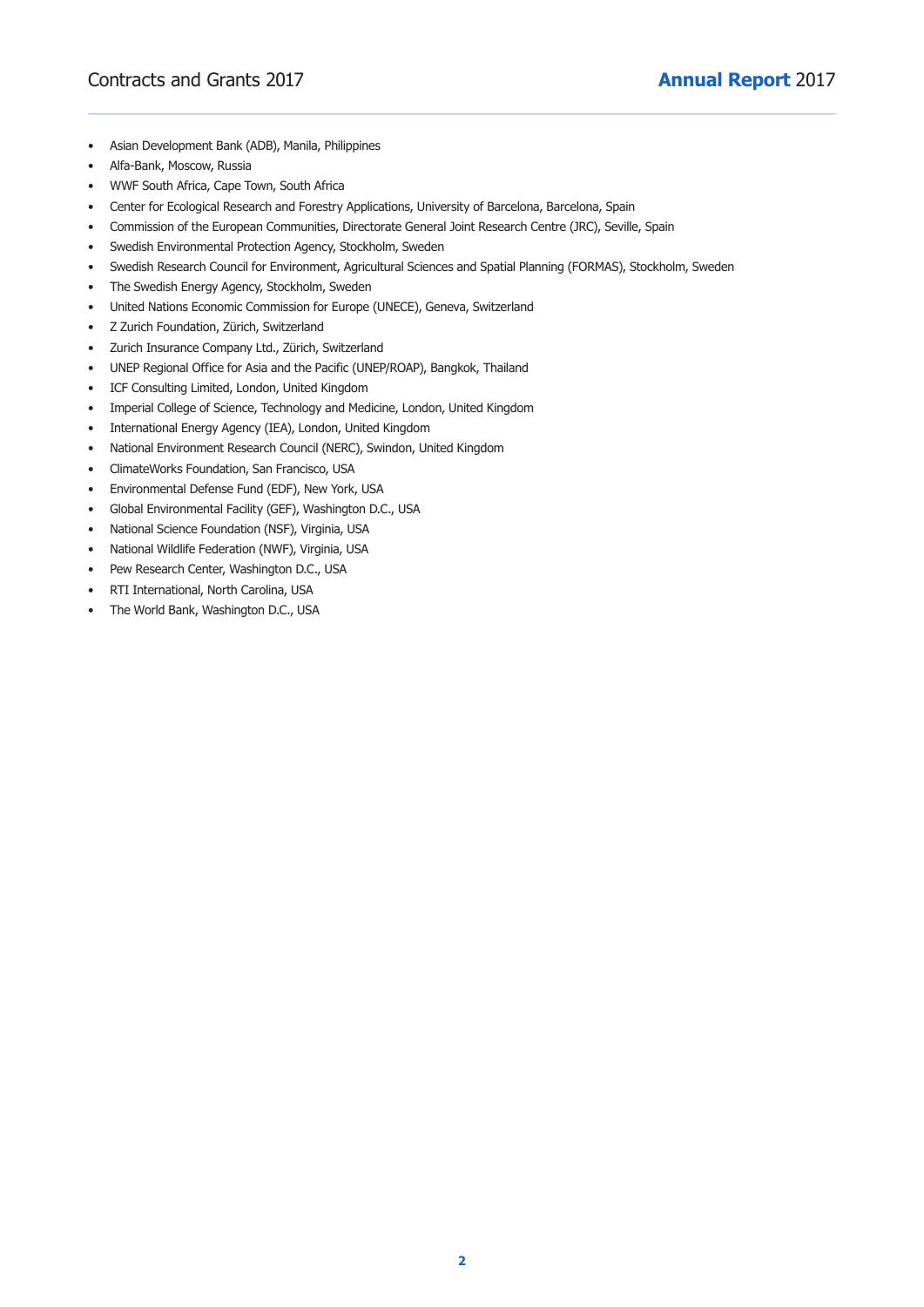- Asian Development Bank (ADB), Manila, Philippines
- Alfa-Bank, Moscow, Russia
- WWF South Africa, Cape Town, South Africa
- Center for Ecological Research and Forestry Applications, University of Barcelona, Barcelona, Spain
- Commission of the European Communities, Directorate General Joint Research Centre (JRC), Seville, Spain
- Swedish Environmental Protection Agency, Stockholm, Sweden
- Swedish Research Council for Environment, Agricultural Sciences and Spatial Planning (FORMAS), Stockholm, Sweden
- The Swedish Energy Agency, Stockholm, Sweden
- United Nations Economic Commission for Europe (UNECE), Geneva, Switzerland
- Z Zurich Foundation, Zürich, Switzerland
- Zurich Insurance Company Ltd., Zürich, Switzerland
- UNEP Regional Office for Asia and the Pacific (UNEP/ROAP), Bangkok, Thailand
- ICF Consulting Limited, London, United Kingdom
- Imperial College of Science, Technology and Medicine, London, United Kingdom
- International Energy Agency (IEA), London, United Kingdom
- National Environment Research Council (NERC), Swindon, United Kingdom
- ClimateWorks Foundation, San Francisco, USA
- Environmental Defense Fund (EDF), New York, USA
- Global Environmental Facility (GEF), Washington D.C., USA
- National Science Foundation (NSF), Virginia, USA
- National Wildlife Federation (NWF), Virginia, USA
- Pew Research Center, Washington D.C., USA
- RTI International, North Carolina, USA
- The World Bank, Washington D.C., USA